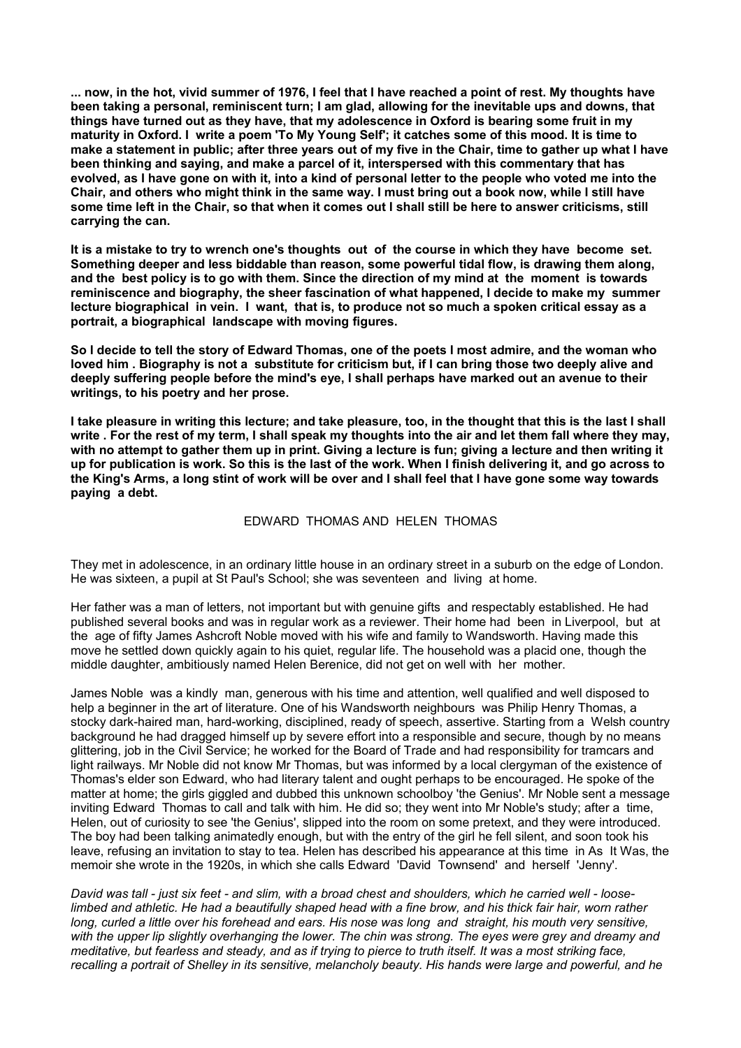**... now, in the hot, vivid summer of 1976, I feel that I have reached a point of rest. My thoughts have been taking a personal, reminiscent turn; I am glad, allowing for the inevitable ups and downs, that things have turned out as they have, that my adolescence in Oxford is bearing some fruit in my maturity in Oxford. I write a poem 'To My Young Self'; it catches some of this mood. It is time to make a statement in public; after three years out of my five in the Chair, time to gather up what I have been thinking and saying, and make a parcel of it, interspersed with this commentary that has evolved, as I have gone on with it, into a kind of personal letter to the people who voted me into the Chair, and others who might think in the same way. I must bring out a book now, while I still have some time left in the Chair, so that when it comes out I shall still be here to answer criticisms, still carrying the can.**

**It is a mistake to try to wrench one's thoughts out of the course in which they have become set. Something deeper and less biddable than reason, some powerful tidal flow, is drawing them along, and the best policy is to go with them. Since the direction of my mind at the moment is towards reminiscence and biography, the sheer fascination of what happened, I decide to make my summer lecture biographical in vein. I want, that is, to produce not so much a spoken critical essay as a portrait, a biographical landscape with moving figures.**

**So I decide to tell the story of Edward Thomas, one of the poets I most admire, and the woman who loved him . Biography is not a substitute for criticism but, if I can bring those two deeply alive and deeply suffering people before the mind's eye, I shall perhaps have marked out an avenue to their writings, to his poetry and her prose.**

**I take pleasure in writing this lecture; and take pleasure, too, in the thought that this is the last I shall write . For the rest of my term, I shall speak my thoughts into the air and let them fall where they may, with no attempt to gather them up in print. Giving a lecture is fun; giving a lecture and then writing it up for publication is work. So this is the last of the work. When I finish delivering it, and go across to the King's Arms, a long stint of work will be over and I shall feel that I have gone some way towards paying a debt.**

## EDWARD THOMAS AND HELEN THOMAS

They met in adolescence, in an ordinary little house in an ordinary street in a suburb on the edge of London. He was sixteen, a pupil at St Paul's School; she was seventeen and living at home.

Her father was a man of letters, not important but with genuine gifts and respectably established. He had published several books and was in regular work as a reviewer. Their home had been in Liverpool, but at the age of fifty James Ashcroft Noble moved with his wife and family to Wandsworth. Having made this move he settled down quickly again to his quiet, regular life. The household was a placid one, though the middle daughter, ambitiously named Helen Berenice, did not get on well with her mother.

James Noble was a kindly man, generous with his time and attention, well qualified and well disposed to help a beginner in the art of literature. One of his Wandsworth neighbours was Philip Henry Thomas, a stocky dark-haired man, hard-working, disciplined, ready of speech, assertive. Starting from a Welsh country background he had dragged himself up by severe effort into a responsible and secure, though by no means glittering, job in the Civil Service; he worked for the Board of Trade and had responsibility for tramcars and light railways. Mr Noble did not know Mr Thomas, but was informed by a local clergyman of the existence of Thomas's elder son Edward, who had literary talent and ought perhaps to be encouraged. He spoke of the matter at home; the girls giggled and dubbed this unknown schoolboy 'the Genius'. Mr Noble sent a message inviting Edward Thomas to call and talk with him. He did so; they went into Mr Noble's study; after a time, Helen, out of curiosity to see 'the Genius', slipped into the room on some pretext, and they were introduced. The boy had been talking animatedly enough, but with the entry of the girl he fell silent, and soon took his leave, refusing an invitation to stay to tea. Helen has described his appearance at this time in As It Was, the memoir she wrote in the 1920s, in which she calls Edward 'David Townsend' and herself 'Jenny'.

*David was tall - just six feet - and slim, with a broad chest and shoulders, which he carried well - loose-limbed and athletic. He had a beautifully shaped head with a fine brow, and his thick fair hair, worn rather long, curled a little over his forehead and ears. His nose was long and straight, his mouth very sensitive, with the upper lip slightly overhanging the lower. The chin was strong. The eyes were grey and dreamy and meditative, but fearless and steady, and as if trying to pierce to truth itself. It was a most striking face, recalling a portrait of Shelley in its sensitive, melancholy beauty. His hands were large and powerful, and he*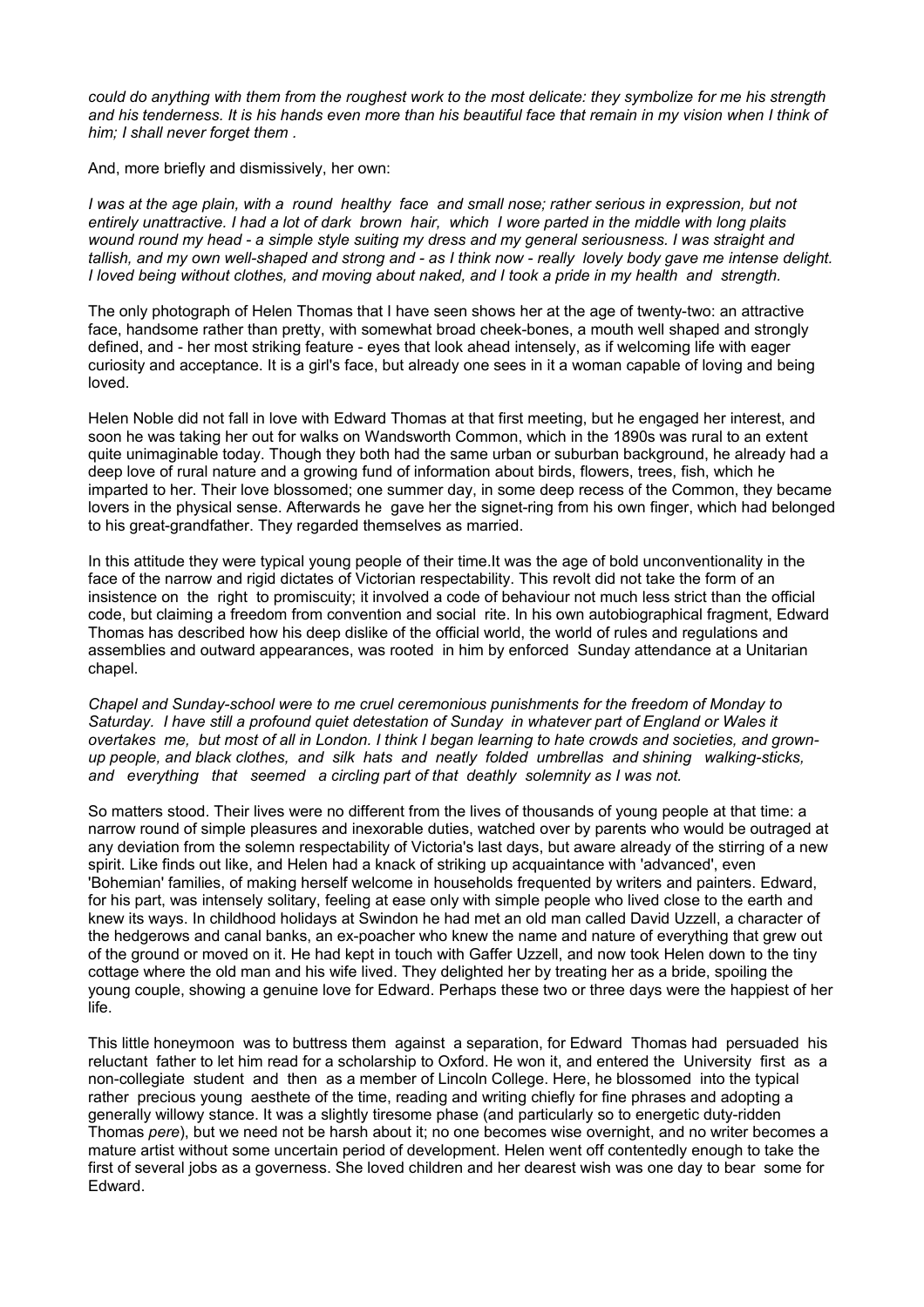*could do anything with them from the roughest work to the most delicate: they symbolize for me his strength and his tenderness. It is his hands even more than his beautiful face that remain in my vision when I think of him; I shall never forget them .*

And, more briefly and dismissively, her own:

*I was at the age plain, with a round healthy face and small nose; rather serious in expression, but not entirely unattractive. I had a lot of dark brown hair, which I wore parted in the middle with long plaits wound round my head - a simple style suiting my dress and my general seriousness. I was straight and tallish, and my own well-shaped and strong and - as I think now - really lovely body gave me intense delight. I loved being without clothes, and moving about naked, and I took a pride in my health and strength.*

The only photograph of Helen Thomas that I have seen shows her at the age of twenty-two: an attractive face, handsome rather than pretty, with somewhat broad cheek-bones, a mouth well shaped and strongly defined, and - her most striking feature - eyes that look ahead intensely, as if welcoming life with eager curiosity and acceptance. It is a girl's face, but already one sees in it a woman capable of loving and being loved.

Helen Noble did not fall in love with Edward Thomas at that first meeting, but he engaged her interest, and soon he was taking her out for walks on Wandsworth Common, which in the 1890s was rural to an extent quite unimaginable today. Though they both had the same urban or suburban background, he already had a deep love of rural nature and a growing fund of information about birds, flowers, trees, fish, which he imparted to her. Their love blossomed; one summer day, in some deep recess of the Common, they became lovers in the physical sense. Afterwards he gave her the signet-ring from his own finger, which had belonged to his great-grandfather. They regarded themselves as married.

In this attitude they were typical young people of their time.It was the age of bold unconventionality in the face of the narrow and rigid dictates of Victorian respectability. This revolt did not take the form of an insistence on the right to promiscuity; it involved a code of behaviour not much less strict than the official code, but claiming a freedom from convention and social rite. In his own autobiographical fragment, Edward Thomas has described how his deep dislike of the official world, the world of rules and regulations and assemblies and outward appearances, was rooted in him by enforced Sunday attendance at a Unitarian chapel.

*Chapel and Sunday-school were to me cruel ceremonious punishments for the freedom of Monday to Saturday. I have still a profound quiet detestation of Sunday in whatever part of England or Wales it overtakes me, but most of all in London. I think I began learning to hate crowds and societies, and grown-up people, and black clothes, and silk hats and neatly folded umbrellas and shining walking-sticks, and everything that seemed a circling part of that deathly solemnity as I was not.*

So matters stood. Their lives were no different from the lives of thousands of young people at that time: a narrow round of simple pleasures and inexorable duties, watched over by parents who would be outraged at any deviation from the solemn respectability of Victoria's last days, but aware already of the stirring of a new spirit. Like finds out like, and Helen had a knack of striking up acquaintance with 'advanced', even 'Bohemian' families, of making herself welcome in households frequented by writers and painters. Edward, for his part, was intensely solitary, feeling at ease only with simple people who lived close to the earth and knew its ways. In childhood holidays at Swindon he had met an old man called David Uzzell, a character of the hedgerows and canal banks, an ex-poacher who knew the name and nature of everything that grew out of the ground or moved on it. He had kept in touch with Gaffer Uzzell, and now took Helen down to the tiny cottage where the old man and his wife lived. They delighted her by treating her as a bride, spoiling the young couple, showing a genuine love for Edward. Perhaps these two or three days were the happiest of her life.

This little honeymoon was to buttress them against a separation, for Edward Thomas had persuaded his reluctant father to let him read for a scholarship to Oxford. He won it, and entered the University first as a non-collegiate student and then as a member of Lincoln College. Here, he blossomed into the typical rather precious young aesthete of the time, reading and writing chiefly for fine phrases and adopting a generally willowy stance. It was a slightly tiresome phase (and particularly so to energetic duty-ridden Thomas *pere*), but we need not be harsh about it; no one becomes wise overnight, and no writer becomes a mature artist without some uncertain period of development. Helen went off contentedly enough to take the first of several jobs as a governess. She loved children and her dearest wish was one day to bear some for Edward.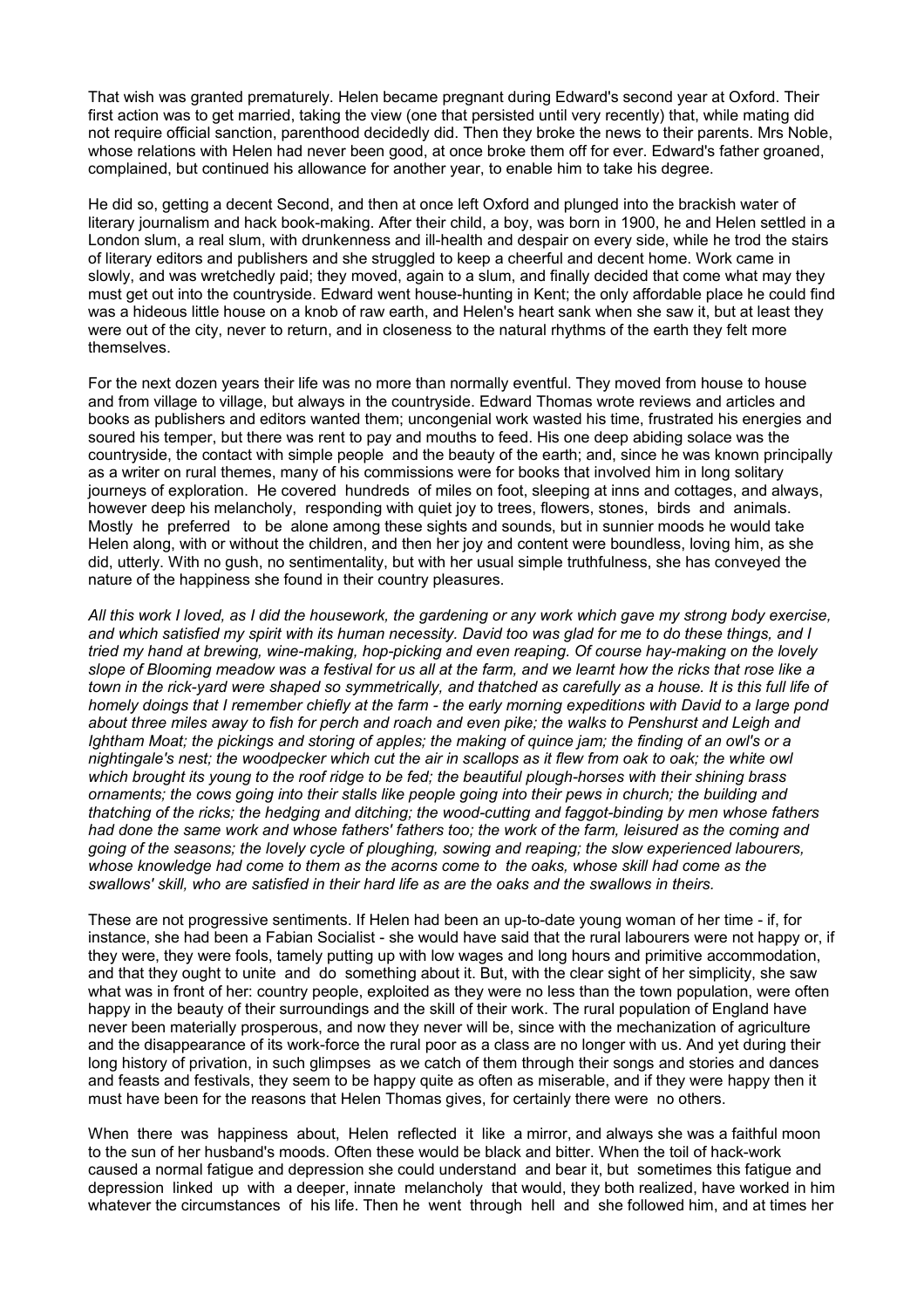That wish was granted prematurely. Helen became pregnant during Edward's second year at Oxford. Their first action was to get married, taking the view (one that persisted until very recently) that, while mating did not require official sanction, parenthood decidedly did. Then they broke the news to their parents. Mrs Noble, whose relations with Helen had never been good, at once broke them off for ever. Edward's father groaned, complained, but continued his allowance for another year, to enable him to take his degree.

He did so, getting a decent Second, and then at once left Oxford and plunged into the brackish water of literary journalism and hack book-making. After their child, a boy, was born in 1900, he and Helen settled in a London slum, a real slum, with drunkenness and ill-health and despair on every side, while he trod the stairs of literary editors and publishers and she struggled to keep a cheerful and decent home. Work came in slowly, and was wretchedly paid; they moved, again to a slum, and finally decided that come what may they must get out into the countryside. Edward went house-hunting in Kent; the only affordable place he could find was a hideous little house on a knob of raw earth, and Helen's heart sank when she saw it, but at least they were out of the city, never to return, and in closeness to the natural rhythms of the earth they felt more themselves.

For the next dozen years their life was no more than normally eventful. They moved from house to house and from village to village, but always in the countryside. Edward Thomas wrote reviews and articles and books as publishers and editors wanted them; uncongenial work wasted his time, frustrated his energies and soured his temper, but there was rent to pay and mouths to feed. His one deep abiding solace was the countryside, the contact with simple people and the beauty of the earth; and, since he was known principally as a writer on rural themes, many of his commissions were for books that involved him in long solitary journeys of exploration. He covered hundreds of miles on foot, sleeping at inns and cottages, and always, however deep his melancholy, responding with quiet joy to trees, flowers, stones, birds and animals. Mostly he preferred to be alone among these sights and sounds, but in sunnier moods he would take Helen along, with or without the children, and then her joy and content were boundless, loving him, as she did, utterly. With no gush, no sentimentality, but with her usual simple truthfulness, she has conveyed the nature of the happiness she found in their country pleasures.

*All this work I loved, as I did the housework, the gardening or any work which gave my strong body exercise, and which satisfied my spirit with its human necessity. David too was glad for me to do these things, and I tried my hand at brewing, wine-making, hop-picking and even reaping. Of course hay-making on the lovely slope of Blooming meadow was a festival for us all at the farm, and we learnt how the ricks that rose like a town in the rick-yard were shaped so symmetrically, and thatched as carefully as a house. It is this full life of homely doings that I remember chiefly at the farm - the early morning expeditions with David to a large pond about three miles away to fish for perch and roach and even pike; the walks to Penshurst and Leigh and Ightham Moat; the pickings and storing of apples; the making of quince jam; the finding of an owl's or a nightingale's nest; the woodpecker which cut the air in scallops as it flew from oak to oak; the white owl which brought its young to the roof ridge to be fed; the beautiful plough-horses with their shining brass ornaments; the cows going into their stalls like people going into their pews in church; the building and thatching of the ricks; the hedging and ditching; the wood-cutting and faggot-binding by men whose fathers had done the same work and whose fathers' fathers too; the work of the farm, leisured as the coming and going of the seasons; the lovely cycle of ploughing, sowing and reaping; the slow experienced labourers, whose knowledge had come to them as the acorns come to the oaks, whose skill had come as the swallows' skill, who are satisfied in their hard life as are the oaks and the swallows in theirs.*

These are not progressive sentiments. If Helen had been an up-to-date young woman of her time - if, for instance, she had been a Fabian Socialist - she would have said that the rural labourers were not happy or, if they were, they were fools, tamely putting up with low wages and long hours and primitive accommodation, and that they ought to unite and do something about it. But, with the clear sight of her simplicity, she saw what was in front of her: country people, exploited as they were no less than the town population, were often happy in the beauty of their surroundings and the skill of their work. The rural population of England have never been materially prosperous, and now they never will be, since with the mechanization of agriculture and the disappearance of its work-force the rural poor as a class are no longer with us. And yet during their long history of privation, in such glimpses as we catch of them through their songs and stories and dances and feasts and festivals, they seem to be happy quite as often as miserable, and if they were happy then it must have been for the reasons that Helen Thomas gives, for certainly there were no others.

When there was happiness about, Helen reflected it like a mirror, and always she was a faithful moon to the sun of her husband's moods. Often these would be black and bitter. When the toil of hack-work caused a normal fatigue and depression she could understand and bear it, but sometimes this fatigue and depression linked up with a deeper, innate melancholy that would, they both realized, have worked in him whatever the circumstances of his life. Then he went through hell and she followed him, and at times her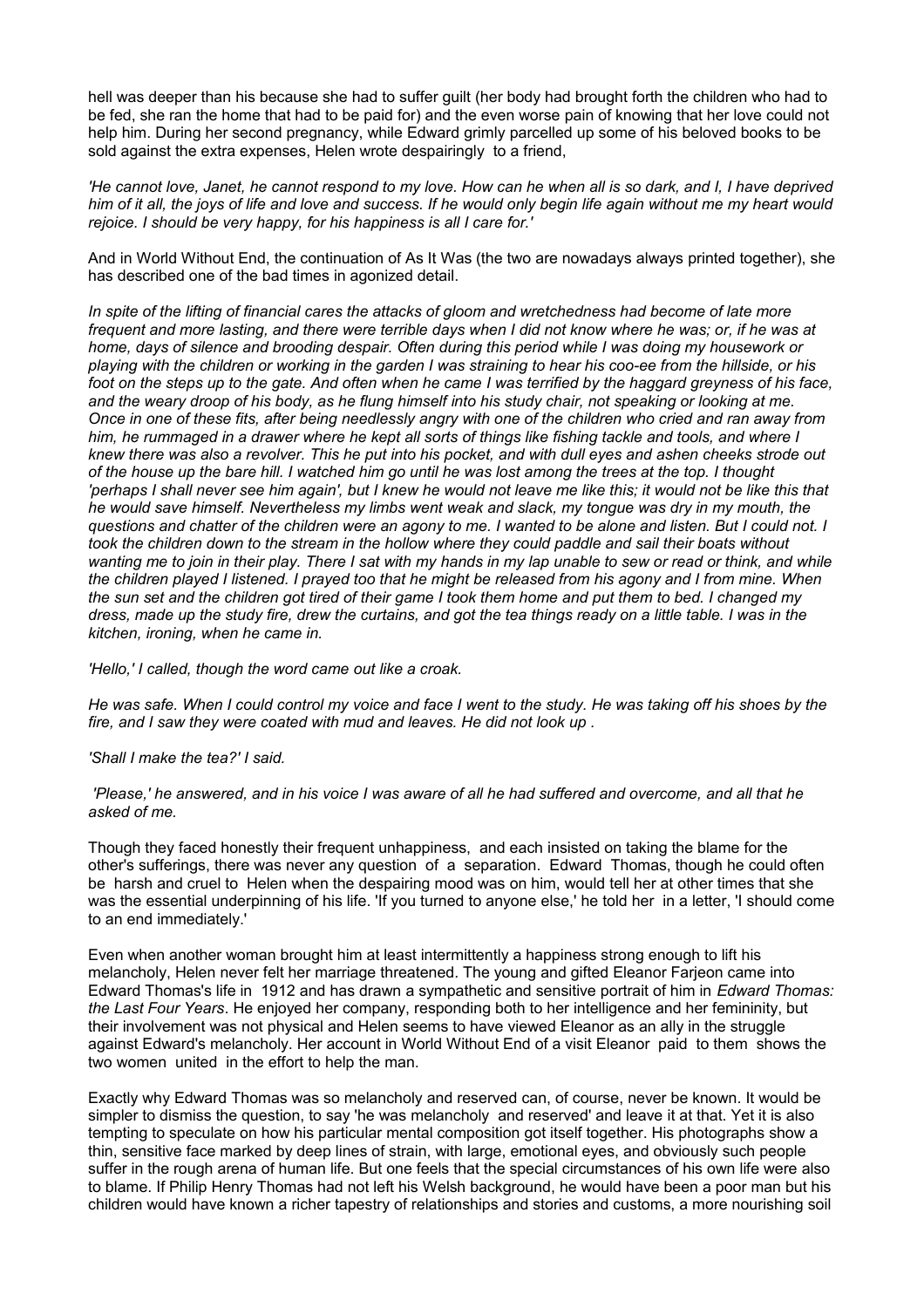hell was deeper than his because she had to suffer guilt (her body had brought forth the children who had to be fed, she ran the home that had to be paid for) and the even worse pain of knowing that her love could not help him. During her second pregnancy, while Edward grimly parcelled up some of his beloved books to be sold against the extra expenses, Helen wrote despairingly to a friend,

*'He cannot love, Janet, he cannot respond to my love. How can he when all is so dark, and I, I have deprived him of it all, the joys of life and love and success. If he would only begin life again without me my heart would rejoice. I should be very happy, for his happiness is all I care for.'*

And in World Without End, the continuation of As It Was (the two are nowadays always printed together), she has described one of the bad times in agonized detail.

*In spite of the lifting of financial cares the attacks of gloom and wretchedness had become of late more frequent and more lasting, and there were terrible days when I did not know where he was; or, if he was at home, days of silence and brooding despair. Often during this period while I was doing my housework or playing with the children or working in the garden I was straining to hear his coo-ee from the hillside, or his foot on the steps up to the gate. And often when he came I was terrified by the haggard greyness of his face, and the weary droop of his body, as he flung himself into his study chair, not speaking or looking at me. Once in one of these fits, after being needlessly angry with one of the children who cried and ran away from him, he rummaged in a drawer where he kept all sorts of things like fishing tackle and tools, and where I knew there was also a revolver. This he put into his pocket, and with dull eyes and ashen cheeks strode out of the house up the bare hill. I watched him go until he was lost among the trees at the top. I thought 'perhaps I shall never see him again', but I knew he would not leave me like this; it would not be like this that he would save himself. Nevertheless my limbs went weak and slack, my tongue was dry in my mouth, the questions and chatter of the children were an agony to me. I wanted to be alone and listen. But I could not. I took the children down to the stream in the hollow where they could paddle and sail their boats without wanting me to join in their play. There I sat with my hands in my lap unable to sew or read or think, and while the children played I listened. I prayed too that he might be released from his agony and I from mine. When the sun set and the children got tired of their game I took them home and put them to bed. I changed my dress, made up the study fire, drew the curtains, and got the tea things ready on a little table. I was in the kitchen, ironing, when he came in.*

*'Hello,' I called, though the word came out like a croak.*

*He was safe. When I could control my voice and face I went to the study. He was taking off his shoes by the fire, and I saw they were coated with mud and leaves. He did not look up .*

*'Shall I make the tea?' I said.*

*'Please,' he answered, and in his voice I was aware of all he had suffered and overcome, and all that he asked of me.*

Though they faced honestly their frequent unhappiness, and each insisted on taking the blame for the other's sufferings, there was never any question of a separation. Edward Thomas, though he could often be harsh and cruel to Helen when the despairing mood was on him, would tell her at other times that she was the essential underpinning of his life. 'If you turned to anyone else,' he told her in a letter, 'I should come to an end immediately.'

Even when another woman brought him at least intermittently a happiness strong enough to lift his melancholy, Helen never felt her marriage threatened. The young and gifted Eleanor Farjeon came into Edward Thomas's life in 1912 and has drawn a sympathetic and sensitive portrait of him in *Edward Thomas: the Last Four Years*. He enjoyed her company, responding both to her intelligence and her femininity, but their involvement was not physical and Helen seems to have viewed Eleanor as an ally in the struggle against Edward's melancholy. Her account in World Without End of a visit Eleanor paid to them shows the two women united in the effort to help the man.

Exactly why Edward Thomas was so melancholy and reserved can, of course, never be known. It would be simpler to dismiss the question, to say 'he was melancholy and reserved' and leave it at that. Yet it is also tempting to speculate on how his particular mental composition got itself together. His photographs show a thin, sensitive face marked by deep lines of strain, with large, emotional eyes, and obviously such people suffer in the rough arena of human life. But one feels that the special circumstances of his own life were also to blame. If Philip Henry Thomas had not left his Welsh background, he would have been a poor man but his children would have known a richer tapestry of relationships and stories and customs, a more nourishing soil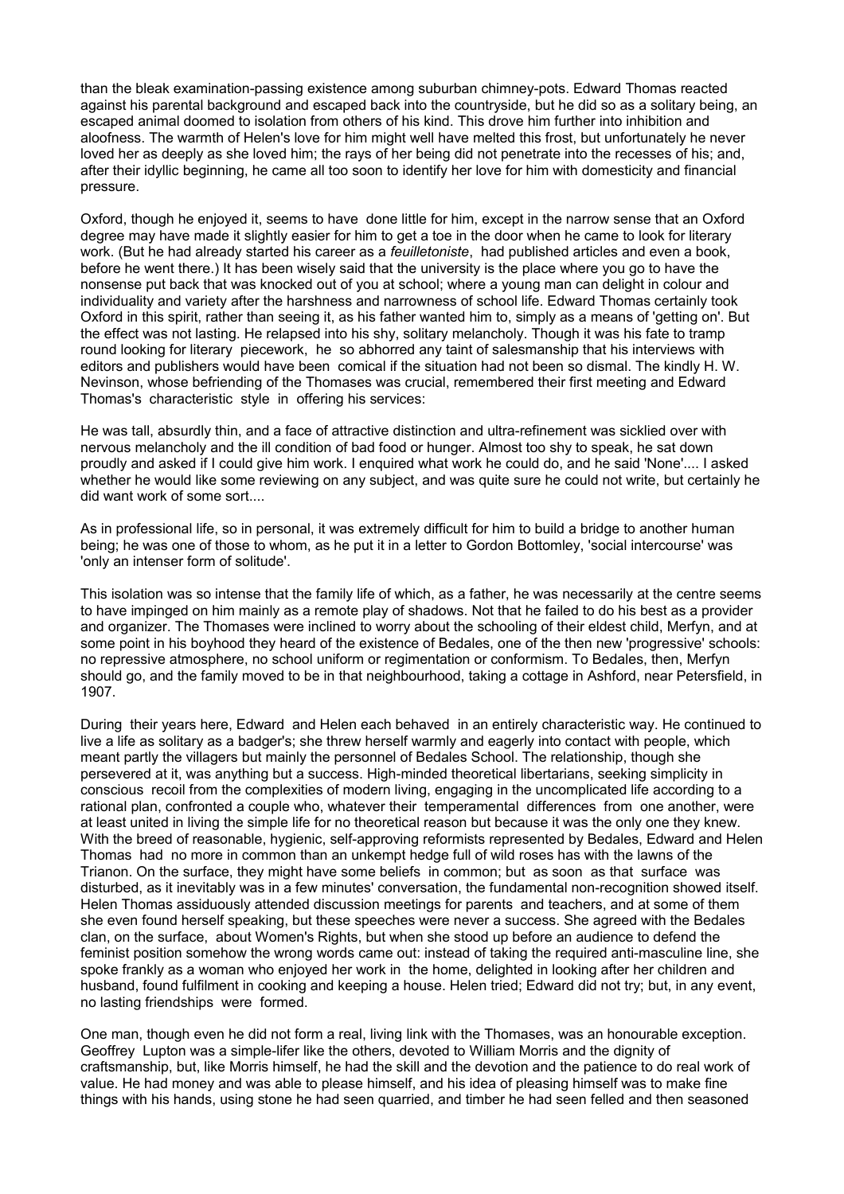than the bleak examination-passing existence among suburban chimney-pots. Edward Thomas reacted against his parental background and escaped back into the countryside, but he did so as a solitary being, an escaped animal doomed to isolation from others of his kind. This drove him further into inhibition and aloofness. The warmth of Helen's love for him might well have melted this frost, but unfortunately he never loved her as deeply as she loved him; the rays of her being did not penetrate into the recesses of his; and, after their idyllic beginning, he came all too soon to identify her love for him with domesticity and financial pressure.

Oxford, though he enjoyed it, seems to have done little for him, except in the narrow sense that an Oxford degree may have made it slightly easier for him to get a toe in the door when he came to look for literary work. (But he had already started his career as a *feuilletoniste*, had published articles and even a book, before he went there.) It has been wisely said that the university is the place where you go to have the nonsense put back that was knocked out of you at school; where a young man can delight in colour and individuality and variety after the harshness and narrowness of school life. Edward Thomas certainly took Oxford in this spirit, rather than seeing it, as his father wanted him to, simply as a means of 'getting on'. But the effect was not lasting. He relapsed into his shy, solitary melancholy. Though it was his fate to tramp round looking for literary piecework, he so abhorred any taint of salesmanship that his interviews with editors and publishers would have been comical if the situation had not been so dismal. The kindly H. W. Nevinson, whose befriending of the Thomases was crucial, remembered their first meeting and Edward Thomas's characteristic style in offering his services:

He was tall, absurdly thin, and a face of attractive distinction and ultra-refinement was sicklied over with nervous melancholy and the ill condition of bad food or hunger. Almost too shy to speak, he sat down proudly and asked if I could give him work. I enquired what work he could do, and he said 'None'.... I asked whether he would like some reviewing on any subject, and was quite sure he could not write, but certainly he did want work of some sort....

As in professional life, so in personal, it was extremely difficult for him to build a bridge to another human being; he was one of those to whom, as he put it in a letter to Gordon Bottomley, 'social intercourse' was 'only an intenser form of solitude'.

This isolation was so intense that the family life of which, as a father, he was necessarily at the centre seems to have impinged on him mainly as a remote play of shadows. Not that he failed to do his best as a provider and organizer. The Thomases were inclined to worry about the schooling of their eldest child, Merfyn, and at some point in his boyhood they heard of the existence of Bedales, one of the then new 'progressive' schools: no repressive atmosphere, no school uniform or regimentation or conformism. To Bedales, then, Merfyn should go, and the family moved to be in that neighbourhood, taking a cottage in Ashford, near Petersfield, in 1907.

During their years here, Edward and Helen each behaved in an entirely characteristic way. He continued to live a life as solitary as a badger's; she threw herself warmly and eagerly into contact with people, which meant partly the villagers but mainly the personnel of Bedales School. The relationship, though she persevered at it, was anything but a success. High-minded theoretical libertarians, seeking simplicity in conscious recoil from the complexities of modern living, engaging in the uncomplicated life according to a rational plan, confronted a couple who, whatever their temperamental differences from one another, were at least united in living the simple life for no theoretical reason but because it was the only one they knew. With the breed of reasonable, hygienic, self-approving reformists represented by Bedales, Edward and Helen Thomas had no more in common than an unkempt hedge full of wild roses has with the lawns of the Trianon. On the surface, they might have some beliefs in common; but as soon as that surface was disturbed, as it inevitably was in a few minutes' conversation, the fundamental non-recognition showed itself. Helen Thomas assiduously attended discussion meetings for parents and teachers, and at some of them she even found herself speaking, but these speeches were never a success. She agreed with the Bedales clan, on the surface, about Women's Rights, but when she stood up before an audience to defend the feminist position somehow the wrong words came out: instead of taking the required anti-masculine line, she spoke frankly as a woman who enjoyed her work in the home, delighted in looking after her children and husband, found fulfilment in cooking and keeping a house. Helen tried; Edward did not try; but, in any event, no lasting friendships were formed.

One man, though even he did not form a real, living link with the Thomases, was an honourable exception. Geoffrey Lupton was a simple-lifer like the others, devoted to William Morris and the dignity of craftsmanship, but, like Morris himself, he had the skill and the devotion and the patience to do real work of value. He had money and was able to please himself, and his idea of pleasing himself was to make fine things with his hands, using stone he had seen quarried, and timber he had seen felled and then seasoned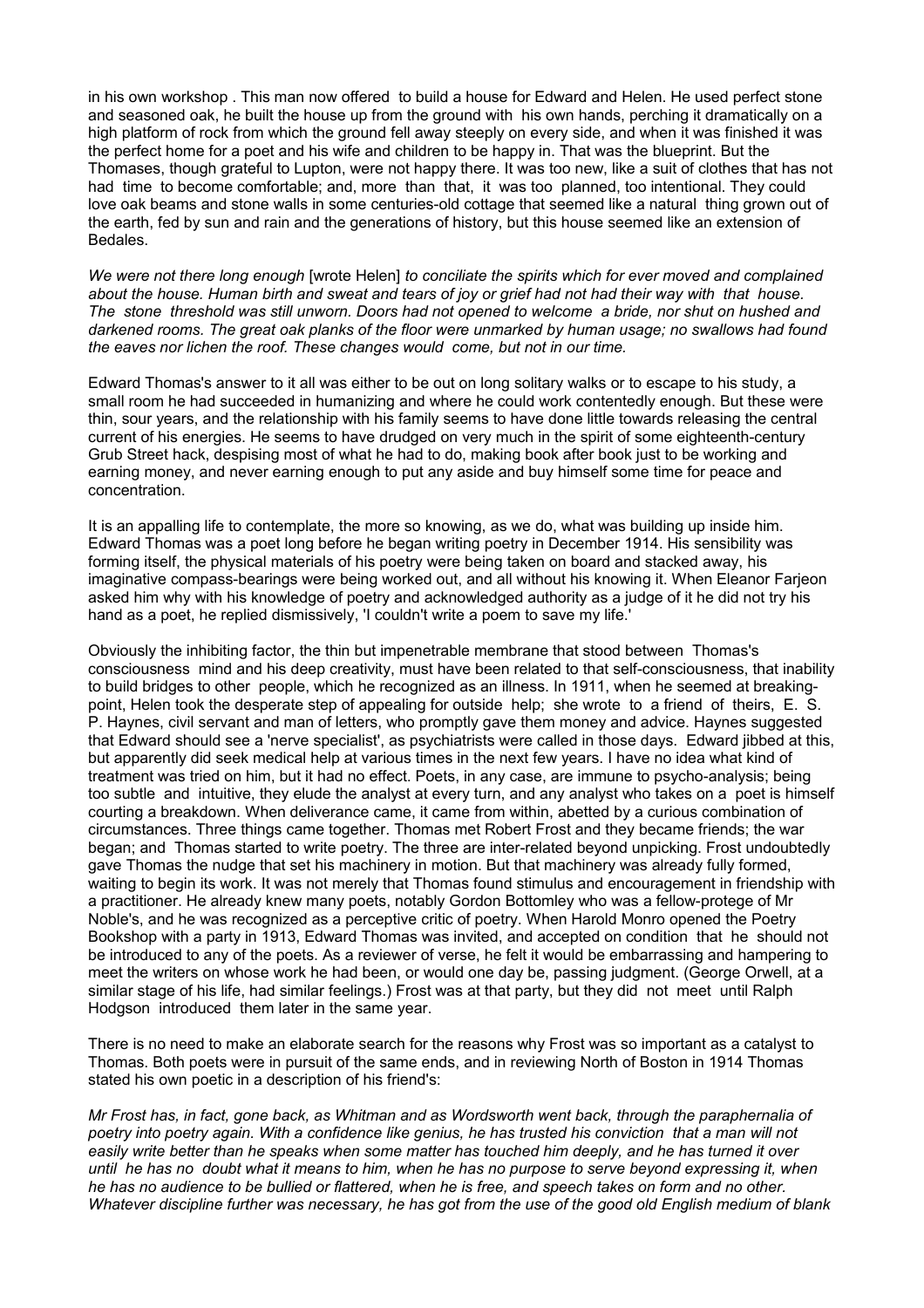in his own workshop . This man now offered to build a house for Edward and Helen. He used perfect stone and seasoned oak, he built the house up from the ground with his own hands, perching it dramatically on a high platform of rock from which the ground fell away steeply on every side, and when it was finished it was the perfect home for a poet and his wife and children to be happy in. That was the blueprint. But the Thomases, though grateful to Lupton, were not happy there. It was too new, like a suit of clothes that has not had time to become comfortable; and, more than that, it was too planned, too intentional. They could love oak beams and stone walls in some centuries-old cottage that seemed like a natural thing grown out of the earth, fed by sun and rain and the generations of history, but this house seemed like an extension of Bedales.

*We were not there long enough* [wrote Helen] *to conciliate the spirits which for ever moved and complained about the house. Human birth and sweat and tears of joy or grief had not had their way with that house. The stone threshold was still unworn. Doors had not opened to welcome a bride, nor shut on hushed and darkened rooms. The great oak planks of the floor were unmarked by human usage; no swallows had found the eaves nor lichen the roof. These changes would come, but not in our time.*

Edward Thomas's answer to it all was either to be out on long solitary walks or to escape to his study, a small room he had succeeded in humanizing and where he could work contentedly enough. But these were thin, sour years, and the relationship with his family seems to have done little towards releasing the central current of his energies. He seems to have drudged on very much in the spirit of some eighteenth-century Grub Street hack, despising most of what he had to do, making book after book just to be working and earning money, and never earning enough to put any aside and buy himself some time for peace and concentration.

It is an appalling life to contemplate, the more so knowing, as we do, what was building up inside him. Edward Thomas was a poet long before he began writing poetry in December 1914. His sensibility was forming itself, the physical materials of his poetry were being taken on board and stacked away, his imaginative compass-bearings were being worked out, and all without his knowing it. When Eleanor Farjeon asked him why with his knowledge of poetry and acknowledged authority as a judge of it he did not try his hand as a poet, he replied dismissively, 'I couldn't write a poem to save my life.'

Obviously the inhibiting factor, the thin but impenetrable membrane that stood between Thomas's consciousness mind and his deep creativity, must have been related to that self-consciousness, that inability to build bridges to other people, which he recognized as an illness. In 1911, when he seemed at breaking-point, Helen took the desperate step of appealing for outside help; she wrote to a friend of theirs, E. S. P. Haynes, civil servant and man of letters, who promptly gave them money and advice. Haynes suggested that Edward should see a 'nerve specialist', as psychiatrists were called in those days. Edward jibbed at this, but apparently did seek medical help at various times in the next few years. I have no idea what kind of treatment was tried on him, but it had no effect. Poets, in any case, are immune to psycho-analysis; being too subtle and intuitive, they elude the analyst at every turn, and any analyst who takes on a poet is himself courting a breakdown. When deliverance came, it came from within, abetted by a curious combination of circumstances. Three things came together. Thomas met Robert Frost and they became friends; the war began; and Thomas started to write poetry. The three are inter-related beyond unpicking. Frost undoubtedly gave Thomas the nudge that set his machinery in motion. But that machinery was already fully formed, waiting to begin its work. It was not merely that Thomas found stimulus and encouragement in friendship with a practitioner. He already knew many poets, notably Gordon Bottomley who was a fellow-protege of Mr Noble's, and he was recognized as a perceptive critic of poetry. When Harold Monro opened the Poetry Bookshop with a party in 1913, Edward Thomas was invited, and accepted on condition that he should not be introduced to any of the poets. As a reviewer of verse, he felt it would be embarrassing and hampering to meet the writers on whose work he had been, or would one day be, passing judgment. (George Orwell, at a similar stage of his life, had similar feelings.) Frost was at that party, but they did not meet until Ralph Hodgson introduced them later in the same year.

There is no need to make an elaborate search for the reasons why Frost was so important as a catalyst to Thomas. Both poets were in pursuit of the same ends, and in reviewing North of Boston in 1914 Thomas stated his own poetic in a description of his friend's:

*Mr Frost has, in fact, gone back, as Whitman and as Wordsworth went back, through the paraphernalia of poetry into poetry again. With a confidence like genius, he has trusted his conviction that a man will not easily write better than he speaks when some matter has touched him deeply, and he has turned it over until he has no doubt what it means to him, when he has no purpose to serve beyond expressing it, when he has no audience to be bullied or flattered, when he is free, and speech takes on form and no other. Whatever discipline further was necessary, he has got from the use of the good old English medium of blank*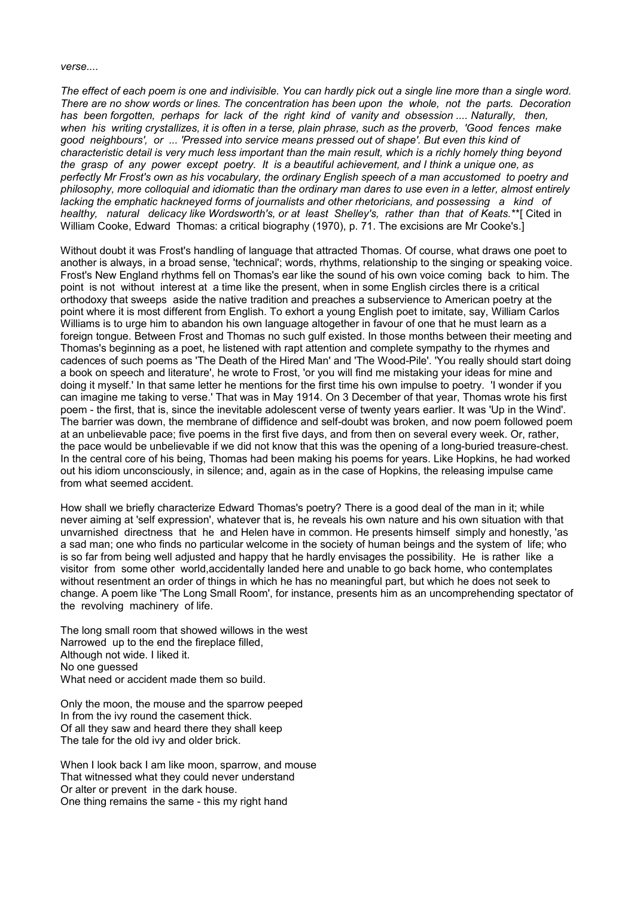*verse....*

*The effect of each poem is one and indivisible. You can hardly pick out a single line more than a single word. There are no show words or lines. The concentration has been upon the whole, not the parts. Decoration has been forgotten, perhaps for lack of the right kind of vanity and obsession .... Naturally, then, when his writing crystallizes, it is often in a terse, plain phrase, such as the proverb, 'Good fences make good neighbours', or ... 'Pressed into service means pressed out of shape'. But even this kind of characteristic detail is very much less important than the main result, which is a richly homely thing beyond the grasp of any power except poetry. It is a beautiful achievement, and I think a unique one, as perfectly Mr Frost's own as his vocabulary, the ordinary English speech of a man accustomed to poetry and philosophy, more colloquial and idiomatic than the ordinary man dares to use even in a letter, almost entirely lacking the emphatic hackneyed forms of journalists and other rhetoricians, and possessing a kind of healthy, natural delicacy like Wordsworth's, or at least Shelley's, rather than that of Keats.*\*\*[ Cited in William Cooke, Edward Thomas: a critical biography (1970), p. 71. The excisions are Mr Cooke's.]

Without doubt it was Frost's handling of language that attracted Thomas. Of course, what draws one poet to another is always, in a broad sense, 'technical'; words, rhythms, relationship to the singing or speaking voice. Frost's New England rhythms fell on Thomas's ear like the sound of his own voice coming back to him. The point is not without interest at a time like the present, when in some English circles there is a critical orthodoxy that sweeps aside the native tradition and preaches a subservience to American poetry at the point where it is most different from English. To exhort a young English poet to imitate, say, William Carlos Williams is to urge him to abandon his own language altogether in favour of one that he must learn as a foreign tongue. Between Frost and Thomas no such gulf existed. In those months between their meeting and Thomas's beginning as a poet, he listened with rapt attention and complete sympathy to the rhymes and cadences of such poems as 'The Death of the Hired Man' and 'The Wood-Pile'. 'You really should start doing a book on speech and literature', he wrote to Frost, 'or you will find me mistaking your ideas for mine and doing it myself.' In that same letter he mentions for the first time his own impulse to poetry. 'I wonder if you can imagine me taking to verse.' That was in May 1914. On 3 December of that year, Thomas wrote his first poem - the first, that is, since the inevitable adolescent verse of twenty years earlier. It was 'Up in the Wind'. The barrier was down, the membrane of diffidence and self-doubt was broken, and now poem followed poem at an unbelievable pace; five poems in the first five days, and from then on several every week. Or, rather, the pace would be unbelievable if we did not know that this was the opening of a long-buried treasure-chest. In the central core of his being, Thomas had been making his poems for years. Like Hopkins, he had worked out his idiom unconsciously, in silence; and, again as in the case of Hopkins, the releasing impulse came from what seemed accident.

How shall we briefly characterize Edward Thomas's poetry? There is a good deal of the man in it; while never aiming at 'self expression', whatever that is, he reveals his own nature and his own situation with that unvarnished directness that he and Helen have in common. He presents himself simply and honestly, 'as a sad man; one who finds no particular welcome in the society of human beings and the system of life; who is so far from being well adjusted and happy that he hardly envisages the possibility. He is rather like a visitor from some other world,accidentally landed here and unable to go back home, who contemplates without resentment an order of things in which he has no meaningful part, but which he does not seek to change. A poem like 'The Long Small Room', for instance, presents him as an uncomprehending spectator of the revolving machinery of life.

The long small room that showed willows in the west
Narrowed up to the end the fireplace filled,
Although not wide. I liked it.
No one guessed
What need or accident made them so build.

Only the moon, the mouse and the sparrow peeped
In from the ivy round the casement thick.
Of all they saw and heard there they shall keep
The tale for the old ivy and older brick.

When I look back I am like moon, sparrow, and mouse
That witnessed what they could never understand
Or alter or prevent in the dark house.
One thing remains the same - this my right hand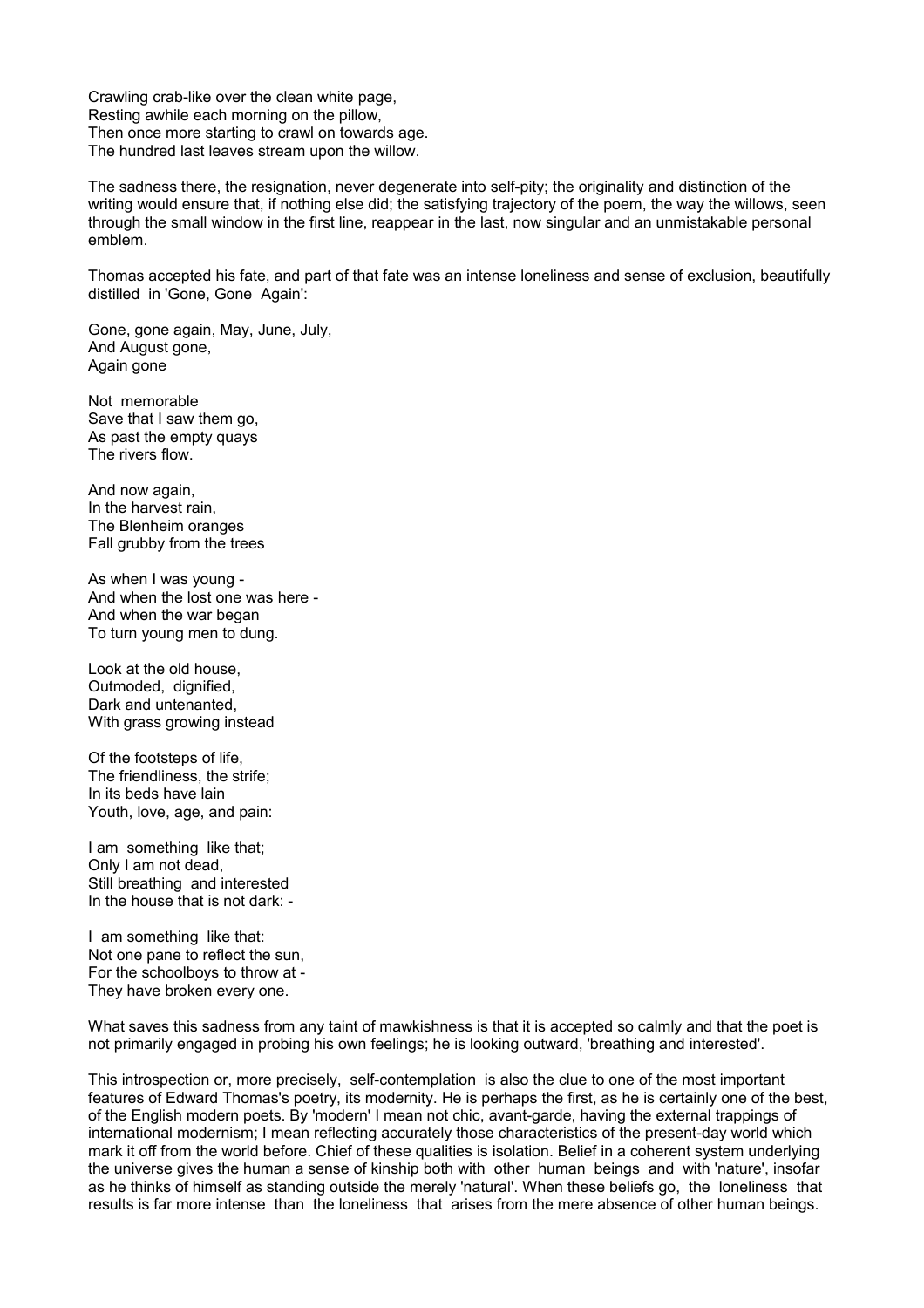Crawling crab-like over the clean white page,  
Resting awhile each morning on the pillow,  
Then once more starting to crawl on towards age.  
The hundred last leaves stream upon the willow.

The sadness there, the resignation, never degenerate into self-pity; the originality and distinction of the writing would ensure that, if nothing else did; the satisfying trajectory of the poem, the way the willows, seen through the small window in the first line, reappear in the last, now singular and an unmistakable personal emblem.

Thomas accepted his fate, and part of that fate was an intense loneliness and sense of exclusion, beautifully distilled in 'Gone, Gone Again':

Gone, gone again, May, June, July,  
And August gone,  
Again gone

Not memorable  
Save that I saw them go,  
As past the empty quays  
The rivers flow.

And now again,  
In the harvest rain,  
The Blenheim oranges  
Fall grubby from the trees

As when I was young -  
And when the lost one was here -  
And when the war began  
To turn young men to dung.

Look at the old house,  
Outmoded, dignified,  
Dark and untenanted,  
With grass growing instead

Of the footsteps of life,  
The friendliness, the strife;  
In its beds have lain  
Youth, love, age, and pain:

I am something like that;  
Only I am not dead,  
Still breathing and interested  
In the house that is not dark: -

I am something like that:  
Not one pane to reflect the sun,  
For the schoolboys to throw at -  
They have broken every one.

What saves this sadness from any taint of mawkishness is that it is accepted so calmly and that the poet is not primarily engaged in probing his own feelings; he is looking outward, 'breathing and interested'.

This introspection or, more precisely, self-contemplation is also the clue to one of the most important features of Edward Thomas's poetry, its modernity. He is perhaps the first, as he is certainly one of the best, of the English modern poets. By 'modern' I mean not chic, avant-garde, having the external trappings of international modernism; I mean reflecting accurately those characteristics of the present-day world which mark it off from the world before. Chief of these qualities is isolation. Belief in a coherent system underlying the universe gives the human a sense of kinship both with other human beings and with 'nature', insofar as he thinks of himself as standing outside the merely 'natural'. When these beliefs go, the loneliness that results is far more intense than the loneliness that arises from the mere absence of other human beings.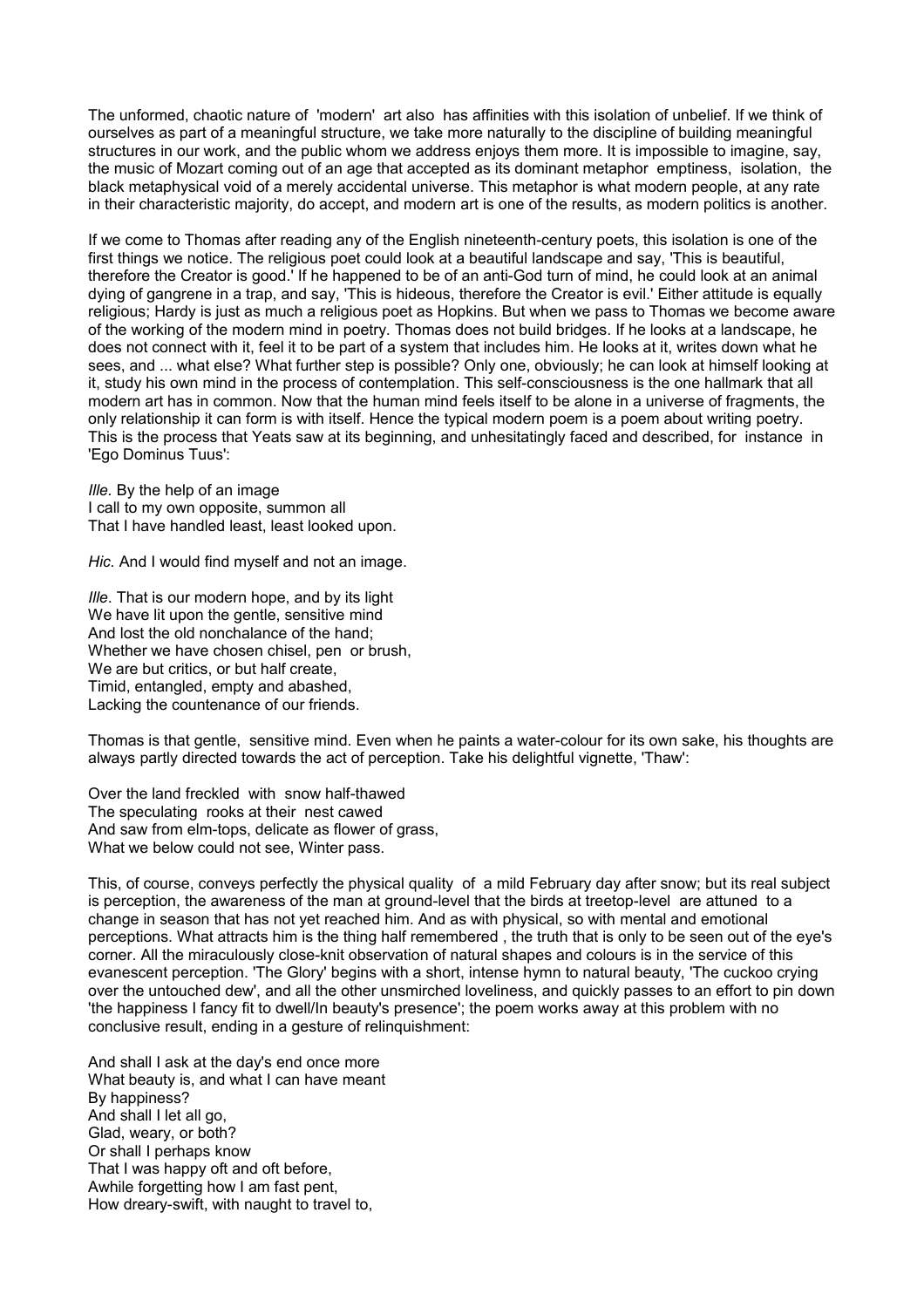The unformed, chaotic nature of 'modern' art also has affinities with this isolation of unbelief. If we think of ourselves as part of a meaningful structure, we take more naturally to the discipline of building meaningful structures in our work, and the public whom we address enjoys them more. It is impossible to imagine, say, the music of Mozart coming out of an age that accepted as its dominant metaphor emptiness, isolation, the black metaphysical void of a merely accidental universe. This metaphor is what modern people, at any rate in their characteristic majority, do accept, and modern art is one of the results, as modern politics is another.

If we come to Thomas after reading any of the English nineteenth-century poets, this isolation is one of the first things we notice. The religious poet could look at a beautiful landscape and say, 'This is beautiful, therefore the Creator is good.' If he happened to be of an anti-God turn of mind, he could look at an animal dying of gangrene in a trap, and say, 'This is hideous, therefore the Creator is evil.' Either attitude is equally religious; Hardy is just as much a religious poet as Hopkins. But when we pass to Thomas we become aware of the working of the modern mind in poetry. Thomas does not build bridges. If he looks at a landscape, he does not connect with it, feel it to be part of a system that includes him. He looks at it, writes down what he sees, and ... what else? What further step is possible? Only one, obviously; he can look at himself looking at it, study his own mind in the process of contemplation. This self-consciousness is the one hallmark that all modern art has in common. Now that the human mind feels itself to be alone in a universe of fragments, the only relationship it can form is with itself. Hence the typical modern poem is a poem about writing poetry. This is the process that Yeats saw at its beginning, and unhesitatingly faced and described, for instance in 'Ego Dominus Tuus':

*Ille.* By the help of an image
I call to my own opposite, summon all
That I have handled least, least looked upon.

*Hic.* And I would find myself and not an image.

*Ille*. That is our modern hope, and by its light
We have lit upon the gentle, sensitive mind
And lost the old nonchalance of the hand;
Whether we have chosen chisel, pen or brush,
We are but critics, or but half create,
Timid, entangled, empty and abashed,
Lacking the countenance of our friends.

Thomas is that gentle, sensitive mind. Even when he paints a water-colour for its own sake, his thoughts are always partly directed towards the act of perception. Take his delightful vignette, 'Thaw':

Over the land freckled with snow half-thawed
The speculating rooks at their nest cawed
And saw from elm-tops, delicate as flower of grass,
What we below could not see, Winter pass.

This, of course, conveys perfectly the physical quality of a mild February day after snow; but its real subject is perception, the awareness of the man at ground-level that the birds at treetop-level are attuned to a change in season that has not yet reached him. And as with physical, so with mental and emotional perceptions. What attracts him is the thing half remembered , the truth that is only to be seen out of the eye's corner. All the miraculously close-knit observation of natural shapes and colours is in the service of this evanescent perception. 'The Glory' begins with a short, intense hymn to natural beauty, 'The cuckoo crying over the untouched dew', and all the other unsmirched loveliness, and quickly passes to an effort to pin down 'the happiness I fancy fit to dwell/In beauty's presence'; the poem works away at this problem with no conclusive result, ending in a gesture of relinquishment:

And shall I ask at the day's end once more
What beauty is, and what I can have meant
By happiness?
And shall I let all go,
Glad, weary, or both?
Or shall I perhaps know
That I was happy oft and oft before,
Awhile forgetting how I am fast pent,
How dreary-swift, with naught to travel to,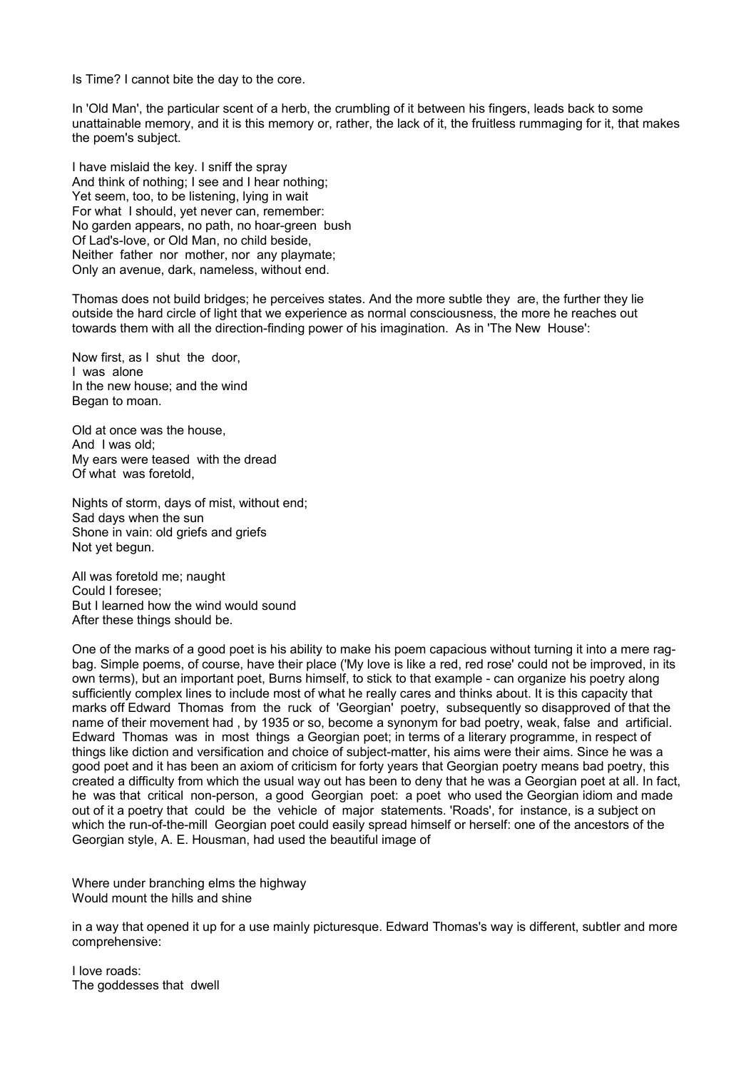Is Time? I cannot bite the day to the core.

In 'Old Man', the particular scent of a herb, the crumbling of it between his fingers, leads back to some unattainable memory, and it is this memory or, rather, the lack of it, the fruitless rummaging for it, that makes the poem's subject.

I have mislaid the key. I sniff the spray  
And think of nothing; I see and I hear nothing;  
Yet seem, too, to be listening, lying in wait  
For what I should, yet never can, remember:  
No garden appears, no path, no hoar-green bush  
Of Lad's-love, or Old Man, no child beside,  
Neither father nor mother, nor any playmate;  
Only an avenue, dark, nameless, without end.

Thomas does not build bridges; he perceives states. And the more subtle they are, the further they lie outside the hard circle of light that we experience as normal consciousness, the more he reaches out towards them with all the direction-finding power of his imagination. As in 'The New House':

Now first, as I shut the door,  
I was alone  
In the new house; and the wind  
Began to moan.

Old at once was the house,  
And I was old;  
My ears were teased with the dread  
Of what was foretold,

Nights of storm, days of mist, without end;  
Sad days when the sun  
Shone in vain: old griefs and griefs  
Not yet begun.

All was foretold me; naught  
Could I foresee;  
But I learned how the wind would sound  
After these things should be.

One of the marks of a good poet is his ability to make his poem capacious without turning it into a mere rag-bag. Simple poems, of course, have their place ('My love is like a red, red rose' could not be improved, in its own terms), but an important poet, Burns himself, to stick to that example - can organize his poetry along sufficiently complex lines to include most of what he really cares and thinks about. It is this capacity that marks off Edward Thomas from the ruck of 'Georgian' poetry, subsequently so disapproved of that the name of their movement had , by 1935 or so, become a synonym for bad poetry, weak, false and artificial. Edward Thomas was in most things a Georgian poet; in terms of a literary programme, in respect of things like diction and versification and choice of subject-matter, his aims were their aims. Since he was a good poet and it has been an axiom of criticism for forty years that Georgian poetry means bad poetry, this created a difficulty from which the usual way out has been to deny that he was a Georgian poet at all. In fact, he was that critical non-person, a good Georgian poet: a poet who used the Georgian idiom and made out of it a poetry that could be the vehicle of major statements. 'Roads', for instance, is a subject on which the run-of-the-mill Georgian poet could easily spread himself or herself: one of the ancestors of the Georgian style, A. E. Housman, had used the beautiful image of

Where under branching elms the highway  
Would mount the hills and shine

in a way that opened it up for a use mainly picturesque. Edward Thomas's way is different, subtler and more comprehensive:

I love roads:  
The goddesses that dwell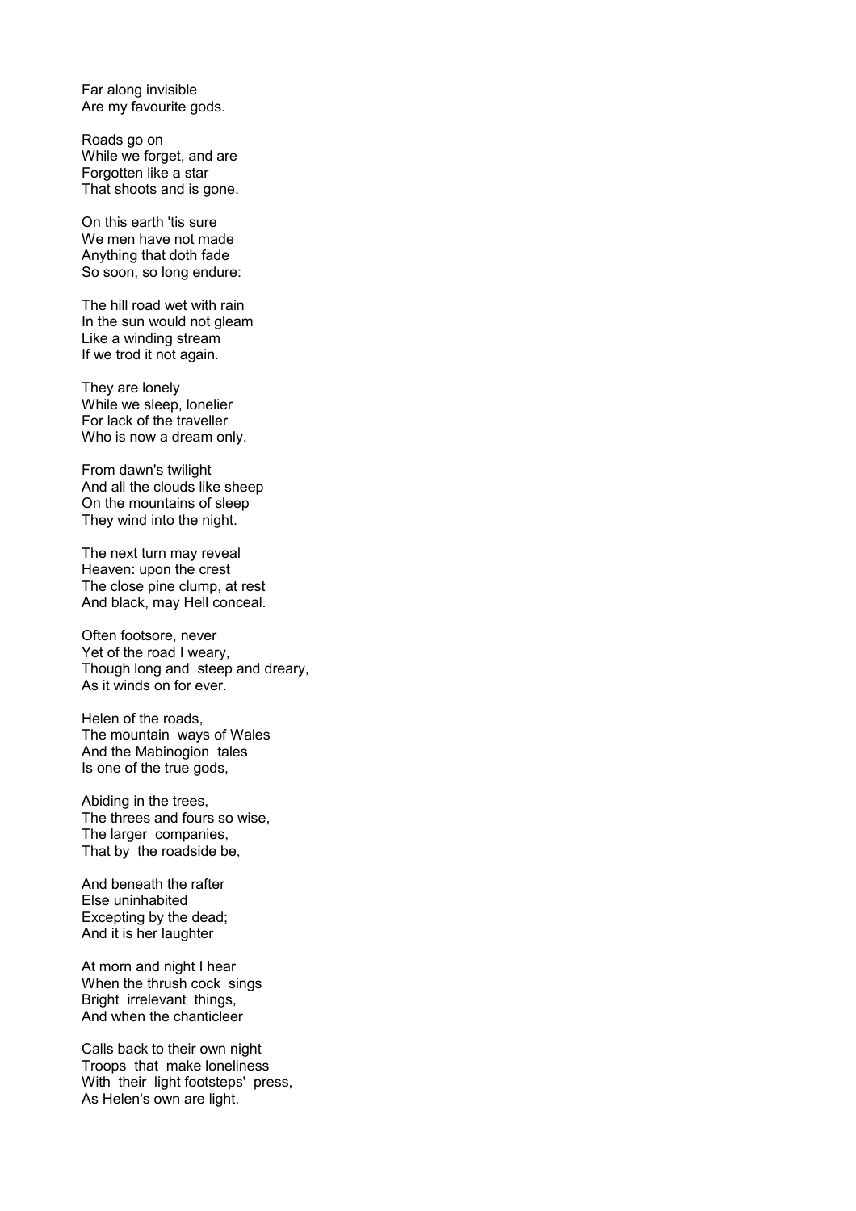Far along invisible
Are my favourite gods.

Roads go on
While we forget, and are
Forgotten like a star
That shoots and is gone.

On this earth 'tis sure
We men have not made
Anything that doth fade
So soon, so long endure:

The hill road wet with rain
In the sun would not gleam
Like a winding stream
If we trod it not again.

They are lonely
While we sleep, lonelier
For lack of the traveller
Who is now a dream only.

From dawn's twilight
And all the clouds like sheep
On the mountains of sleep
They wind into the night.

The next turn may reveal
Heaven: upon the crest
The close pine clump, at rest
And black, may Hell conceal.

Often footsore, never
Yet of the road I weary,
Though long and steep and dreary,
As it winds on for ever.

Helen of the roads,
The mountain ways of Wales
And the Mabinogion tales
Is one of the true gods,

Abiding in the trees,
The threes and fours so wise,
The larger companies,
That by the roadside be,

And beneath the rafter
Else uninhabited
Excepting by the dead;
And it is her laughter

At morn and night I hear
When the thrush cock sings
Bright irrelevant things,
And when the chanticleer

Calls back to their own night
Troops that make loneliness
With their light footsteps' press,
As Helen's own are light.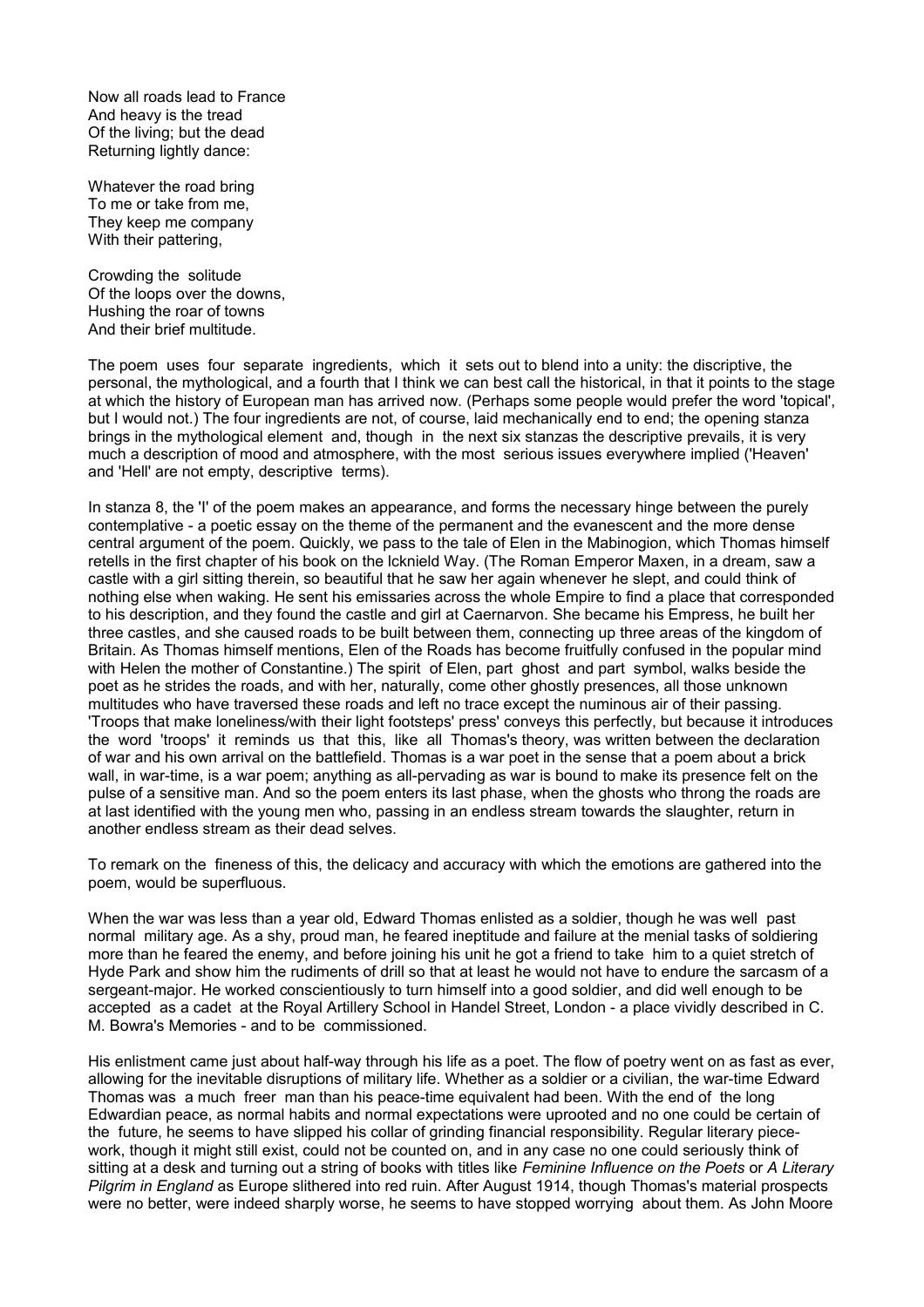Now all roads lead to France  
And heavy is the tread  
Of the living; but the dead  
Returning lightly dance:

Whatever the road bring  
To me or take from me,  
They keep me company  
With their pattering,

Crowding the solitude  
Of the loops over the downs,  
Hushing the roar of towns  
And their brief multitude.

The poem uses four separate ingredients, which it sets out to blend into a unity: the discriptive, the personal, the mythological, and a fourth that I think we can best call the historical, in that it points to the stage at which the history of European man has arrived now. (Perhaps some people would prefer the word 'topical', but I would not.) The four ingredients are not, of course, laid mechanically end to end; the opening stanza brings in the mythological element and, though in the next six stanzas the descriptive prevails, it is very much a description of mood and atmosphere, with the most serious issues everywhere implied ('Heaven' and 'Hell' are not empty, descriptive terms).

In stanza 8, the 'I' of the poem makes an appearance, and forms the necessary hinge between the purely contemplative - a poetic essay on the theme of the permanent and the evanescent and the more dense central argument of the poem. Quickly, we pass to the tale of Elen in the Mabinogion, which Thomas himself retells in the first chapter of his book on the Icknield Way. (The Roman Emperor Maxen, in a dream, saw a castle with a girl sitting therein, so beautiful that he saw her again whenever he slept, and could think of nothing else when waking. He sent his emissaries across the whole Empire to find a place that corresponded to his description, and they found the castle and girl at Caernarvon. She became his Empress, he built her three castles, and she caused roads to be built between them, connecting up three areas of the kingdom of Britain. As Thomas himself mentions, Elen of the Roads has become fruitfully confused in the popular mind with Helen the mother of Constantine.) The spirit of Elen, part ghost and part symbol, walks beside the poet as he strides the roads, and with her, naturally, come other ghostly presences, all those unknown multitudes who have traversed these roads and left no trace except the numinous air of their passing. 'Troops that make loneliness/with their light footsteps' press' conveys this perfectly, but because it introduces the word 'troops' it reminds us that this, like all Thomas's theory, was written between the declaration of war and his own arrival on the battlefield. Thomas is a war poet in the sense that a poem about a brick wall, in war-time, is a war poem; anything as all-pervading as war is bound to make its presence felt on the pulse of a sensitive man. And so the poem enters its last phase, when the ghosts who throng the roads are at last identified with the young men who, passing in an endless stream towards the slaughter, return in another endless stream as their dead selves.

To remark on the fineness of this, the delicacy and accuracy with which the emotions are gathered into the poem, would be superfluous.

When the war was less than a year old, Edward Thomas enlisted as a soldier, though he was well past normal military age. As a shy, proud man, he feared ineptitude and failure at the menial tasks of soldiering more than he feared the enemy, and before joining his unit he got a friend to take him to a quiet stretch of Hyde Park and show him the rudiments of drill so that at least he would not have to endure the sarcasm of a sergeant-major. He worked conscientiously to turn himself into a good soldier, and did well enough to be accepted as a cadet at the Royal Artillery School in Handel Street, London - a place vividly described in C. M. Bowra's Memories - and to be commissioned.

His enlistment came just about half-way through his life as a poet. The flow of poetry went on as fast as ever, allowing for the inevitable disruptions of military life. Whether as a soldier or a civilian, the war-time Edward Thomas was a much freer man than his peace-time equivalent had been. With the end of the long Edwardian peace, as normal habits and normal expectations were uprooted and no one could be certain of the future, he seems to have slipped his collar of grinding financial responsibility. Regular literary piece-work, though it might still exist, could not be counted on, and in any case no one could seriously think of sitting at a desk and turning out a string of books with titles like *Feminine Influence on the Poets* or *A Literary Pilgrim in England* as Europe slithered into red ruin. After August 1914, though Thomas's material prospects were no better, were indeed sharply worse, he seems to have stopped worrying about them. As John Moore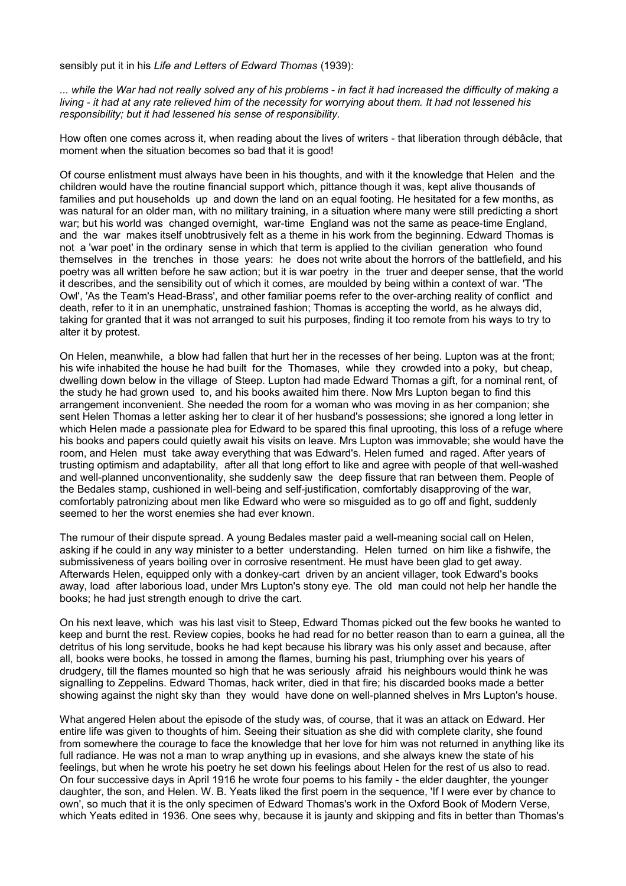sensibly put it in his *Life and Letters of Edward Thomas* (1939):

*... while the War had not really solved any of his problems - in fact it had increased the difficulty of making a living - it had at any rate relieved him of the necessity for worrying about them. It had not lessened his responsibility; but it had lessened his sense of responsibility.*

How often one comes across it, when reading about the lives of writers - that liberation through débâcle, that moment when the situation becomes so bad that it is good!

Of course enlistment must always have been in his thoughts, and with it the knowledge that Helen and the children would have the routine financial support which, pittance though it was, kept alive thousands of families and put households up and down the land on an equal footing. He hesitated for a few months, as was natural for an older man, with no military training, in a situation where many were still predicting a short war; but his world was changed overnight, war-time England was not the same as peace-time England, and the war makes itself unobtrusively felt as a theme in his work from the beginning. Edward Thomas is not a 'war poet' in the ordinary sense in which that term is applied to the civilian generation who found themselves in the trenches in those years: he does not write about the horrors of the battlefield, and his poetry was all written before he saw action; but it is war poetry in the truer and deeper sense, that the world it describes, and the sensibility out of which it comes, are moulded by being within a context of war. 'The Owl', 'As the Team's Head-Brass', and other familiar poems refer to the over-arching reality of conflict and death, refer to it in an unemphatic, unstrained fashion; Thomas is accepting the world, as he always did, taking for granted that it was not arranged to suit his purposes, finding it too remote from his ways to try to alter it by protest.

On Helen, meanwhile, a blow had fallen that hurt her in the recesses of her being. Lupton was at the front; his wife inhabited the house he had built for the Thomases, while they crowded into a poky, but cheap, dwelling down below in the village of Steep. Lupton had made Edward Thomas a gift, for a nominal rent, of the study he had grown used to, and his books awaited him there. Now Mrs Lupton began to find this arrangement inconvenient. She needed the room for a woman who was moving in as her companion; she sent Helen Thomas a letter asking her to clear it of her husband's possessions; she ignored a long letter in which Helen made a passionate plea for Edward to be spared this final uprooting, this loss of a refuge where his books and papers could quietly await his visits on leave. Mrs Lupton was immovable; she would have the room, and Helen must take away everything that was Edward's. Helen fumed and raged. After years of trusting optimism and adaptability, after all that long effort to like and agree with people of that well-washed and well-planned unconventionality, she suddenly saw the deep fissure that ran between them. People of the Bedales stamp, cushioned in well-being and self-justification, comfortably disapproving of the war, comfortably patronizing about men like Edward who were so misguided as to go off and fight, suddenly seemed to her the worst enemies she had ever known.

The rumour of their dispute spread. A young Bedales master paid a well-meaning social call on Helen, asking if he could in any way minister to a better understanding. Helen turned on him like a fishwife, the submissiveness of years boiling over in corrosive resentment. He must have been glad to get away. Afterwards Helen, equipped only with a donkey-cart driven by an ancient villager, took Edward's books away, load after laborious load, under Mrs Lupton's stony eye. The old man could not help her handle the books; he had just strength enough to drive the cart.

On his next leave, which was his last visit to Steep, Edward Thomas picked out the few books he wanted to keep and burnt the rest. Review copies, books he had read for no better reason than to earn a guinea, all the detritus of his long servitude, books he had kept because his library was his only asset and because, after all, books were books, he tossed in among the flames, burning his past, triumphing over his years of drudgery, till the flames mounted so high that he was seriously afraid his neighbours would think he was signalling to Zeppelins. Edward Thomas, hack writer, died in that fire; his discarded books made a better showing against the night sky than they would have done on well-planned shelves in Mrs Lupton's house.

What angered Helen about the episode of the study was, of course, that it was an attack on Edward. Her entire life was given to thoughts of him. Seeing their situation as she did with complete clarity, she found from somewhere the courage to face the knowledge that her love for him was not returned in anything like its full radiance. He was not a man to wrap anything up in evasions, and she always knew the state of his feelings, but when he wrote his poetry he set down his feelings about Helen for the rest of us also to read. On four successive days in April 1916 he wrote four poems to his family - the elder daughter, the younger daughter, the son, and Helen. W. B. Yeats liked the first poem in the sequence, 'If I were ever by chance to own', so much that it is the only specimen of Edward Thomas's work in the Oxford Book of Modern Verse, which Yeats edited in 1936. One sees why, because it is jaunty and skipping and fits in better than Thomas's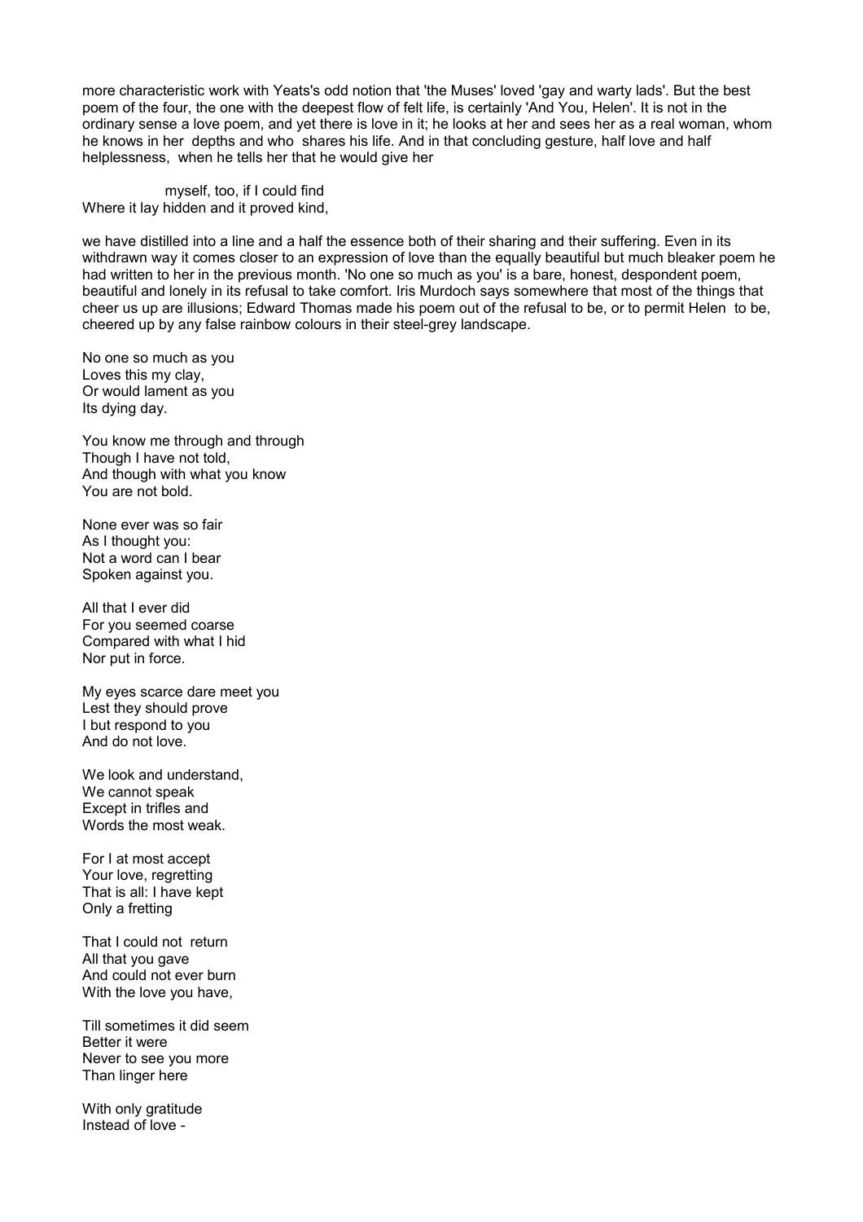more characteristic work with Yeats's odd notion that 'the Muses' loved 'gay and warty lads'. But the best poem of the four, the one with the deepest flow of felt life, is certainly 'And You, Helen'. It is not in the ordinary sense a love poem, and yet there is love in it; he looks at her and sees her as a real woman, whom he knows in her depths and who shares his life. And in that concluding gesture, half love and half helplessness, when he tells her that he would give her

> myself, too, if I could find
> Where it lay hidden and it proved kind,

we have distilled into a line and a half the essence both of their sharing and their suffering. Even in its withdrawn way it comes closer to an expression of love than the equally beautiful but much bleaker poem he had written to her in the previous month. 'No one so much as you' is a bare, honest, despondent poem, beautiful and lonely in its refusal to take comfort. Iris Murdoch says somewhere that most of the things that cheer us up are illusions; Edward Thomas made his poem out of the refusal to be, or to permit Helen to be, cheered up by any false rainbow colours in their steel-grey landscape.

No one so much as you
Loves this my clay,
Or would lament as you
Its dying day.

You know me through and through
Though I have not told,
And though with what you know
You are not bold.

None ever was so fair
As I thought you:
Not a word can I bear
Spoken against you.

All that I ever did
For you seemed coarse
Compared with what I hid
Nor put in force.

My eyes scarce dare meet you
Lest they should prove
I but respond to you
And do not love.

We look and understand,
We cannot speak
Except in trifles and
Words the most weak.

For I at most accept
Your love, regretting
That is all: I have kept
Only a fretting

That I could not return
All that you gave
And could not ever burn
With the love you have,

Till sometimes it did seem
Better it were
Never to see you more
Than linger here

With only gratitude
Instead of love -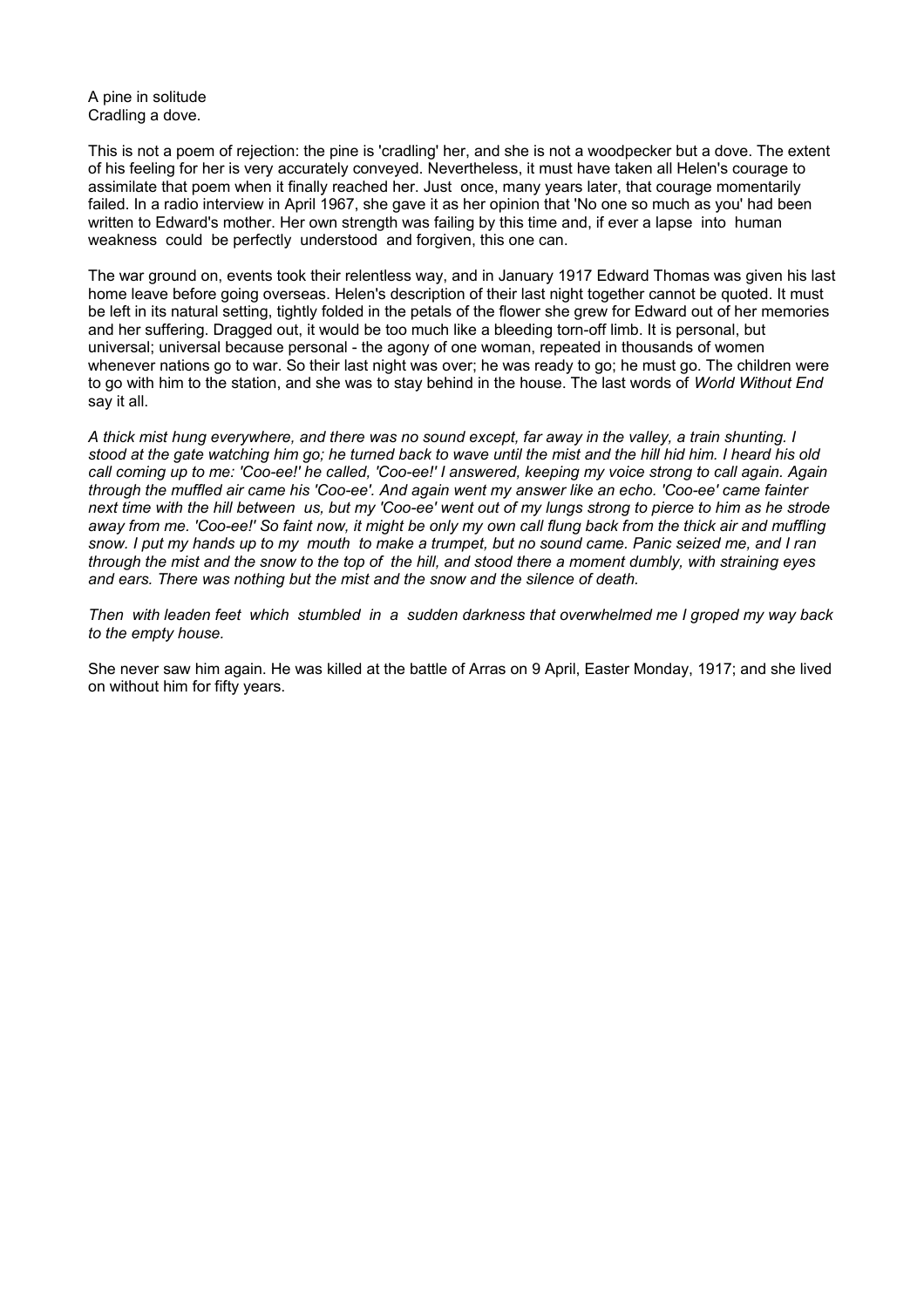A pine in solitude  
Cradling a dove.

This is not a poem of rejection: the pine is 'cradling' her, and she is not a woodpecker but a dove. The extent of his feeling for her is very accurately conveyed. Nevertheless, it must have taken all Helen's courage to assimilate that poem when it finally reached her. Just once, many years later, that courage momentarily failed. In a radio interview in April 1967, she gave it as her opinion that 'No one so much as you' had been written to Edward's mother. Her own strength was failing by this time and, if ever a lapse into human weakness could be perfectly understood and forgiven, this one can.

The war ground on, events took their relentless way, and in January 1917 Edward Thomas was given his last home leave before going overseas. Helen's description of their last night together cannot be quoted. It must be left in its natural setting, tightly folded in the petals of the flower she grew for Edward out of her memories and her suffering. Dragged out, it would be too much like a bleeding torn-off limb. It is personal, but universal; universal because personal - the agony of one woman, repeated in thousands of women whenever nations go to war. So their last night was over; he was ready to go; he must go. The children were to go with him to the station, and she was to stay behind in the house. The last words of *World Without End* say it all.

*A thick mist hung everywhere, and there was no sound except, far away in the valley, a train shunting. I stood at the gate watching him go; he turned back to wave until the mist and the hill hid him. I heard his old call coming up to me: 'Coo-ee!' he called, 'Coo-ee!' I answered, keeping my voice strong to call again. Again through the muffled air came his 'Coo-ee'. And again went my answer like an echo. 'Coo-ee' came fainter next time with the hill between us, but my 'Coo-ee' went out of my lungs strong to pierce to him as he strode away from me. 'Coo-ee!' So faint now, it might be only my own call flung back from the thick air and muffling snow. I put my hands up to my mouth to make a trumpet, but no sound came. Panic seized me, and I ran through the mist and the snow to the top of the hill, and stood there a moment dumbly, with straining eyes and ears. There was nothing but the mist and the snow and the silence of death.*

*Then with leaden feet which stumbled in a sudden darkness that overwhelmed me I groped my way back to the empty house.*

She never saw him again. He was killed at the battle of Arras on 9 April, Easter Monday, 1917; and she lived on without him for fifty years.